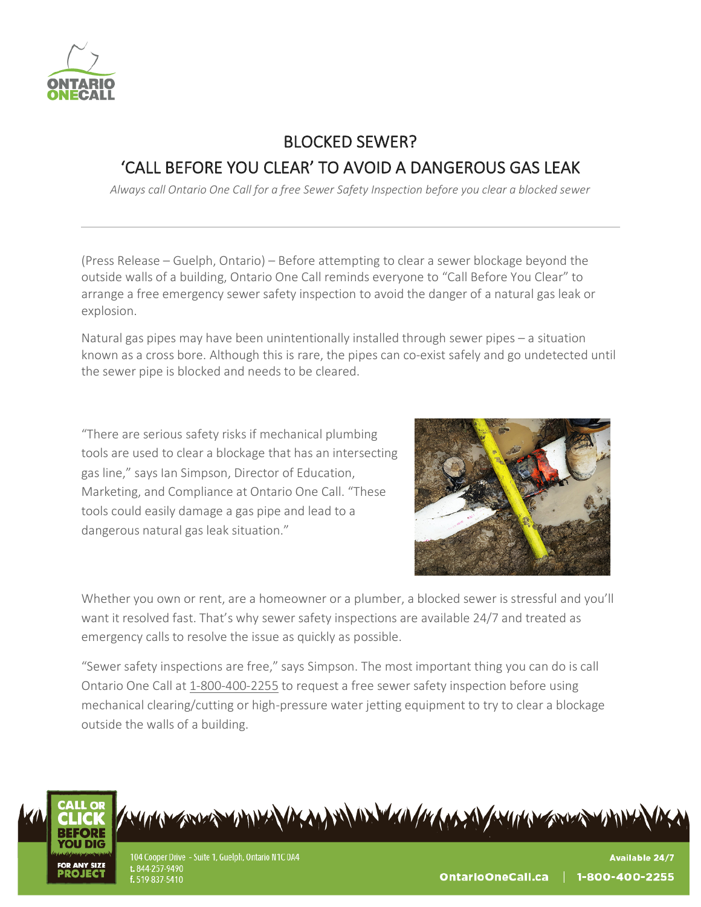# BLOCKED SEWER?

# 'CALL BEFORE YOU CLEAR' TO AVOID A DANGEROUS GAS LEAK

*Always call Ontario One Call for a free Sewer Safety Inspection before you clear a blocked sewer*

---

(Press Release – Guelph, Ontario) – Before attempting to clear a sewer blockage beyond the outside walls of a building, Ontario One Call reminds everyone to "Call Before You Clear" to arrange a free emergency sewer safety inspection to avoid the danger of a natural gas leak or explosion.

Natural gas pipes may have been unintentionally installed through sewer pipes – a situation known as a cross bore. Although this is rare, the pipes can co-exist safely and go undetected until the sewer pipe is blocked and needs to be cleared.

"There are serious safety risks if mechanical plumbing tools are used to clear a blockage that has an intersecting gas line," says Ian Simpson, Director of Education, Marketing, and Compliance at Ontario One Call. "These tools could easily damage a gas pipe and lead to a dangerous natural gas leak situation."

Whether you own or rent, are a homeowner or a plumber, a blocked sewer is stressful and you'll want it resolved fast. That's why sewer safety inspections are available 24/7 and treated as emergency calls to resolve the issue as quickly as possible.

"Sewer safety inspections are free," says Simpson. The most important thing you can do is call Ontario One Call at 1-800-400-2255 to request a free sewer safety inspection before using mechanical clearing/cutting or high-pressure water jetting equipment to try to clear a blockage outside the walls of a building.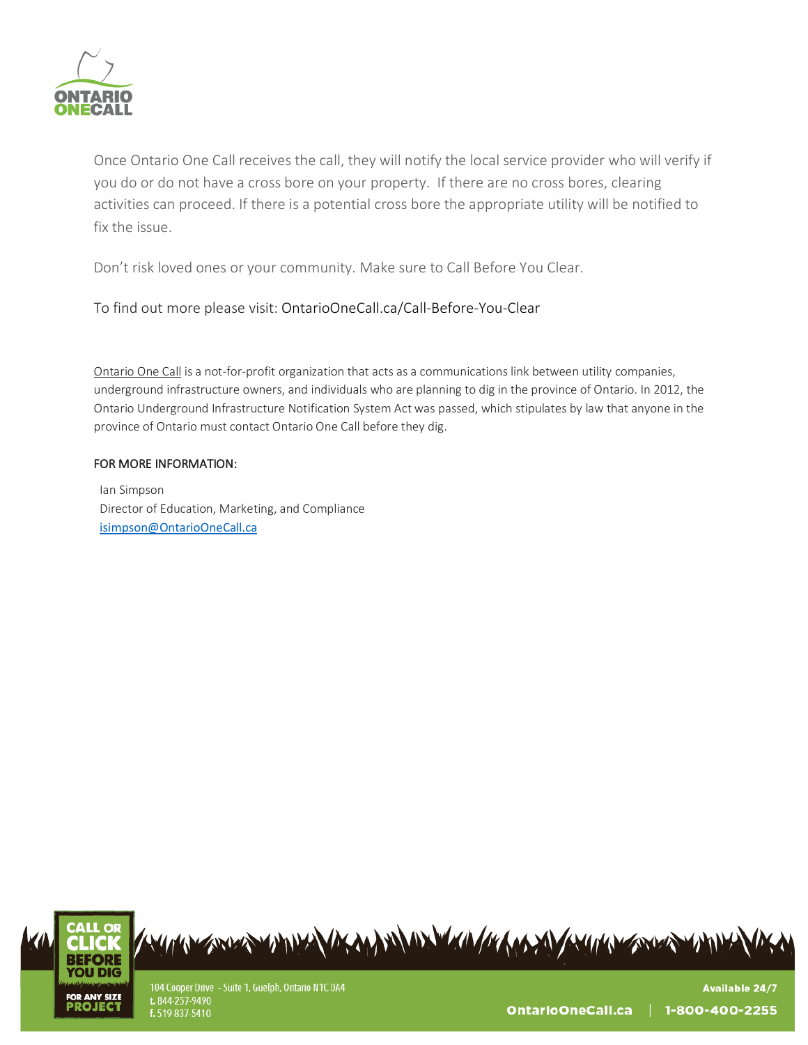Once Ontario One Call receives the call, they will notify the local service provider who will verify if you do or do not have a cross bore on your property. If there are no cross bores, clearing activities can proceed. If there is a potential cross bore the appropriate utility will be notified to fix the issue.

Don't risk loved ones or your community. Make sure to Call Before You Clear.

To find out more please visit: OntarioOneCall.ca/Call-Before-You-Clear

Ontario One Call is a not-for-profit organization that acts as a communications link between utility companies, underground infrastructure owners, and individuals who are planning to dig in the province of Ontario. In 2012, the Ontario Underground Infrastructure Notification System Act was passed, which stipulates by law that anyone in the province of Ontario must contact Ontario One Call before they dig.

FOR MORE INFORMATION:

Ian Simpson
Director of Education, Marketing, and Compliance
isimpson@OntarioOneCall.ca